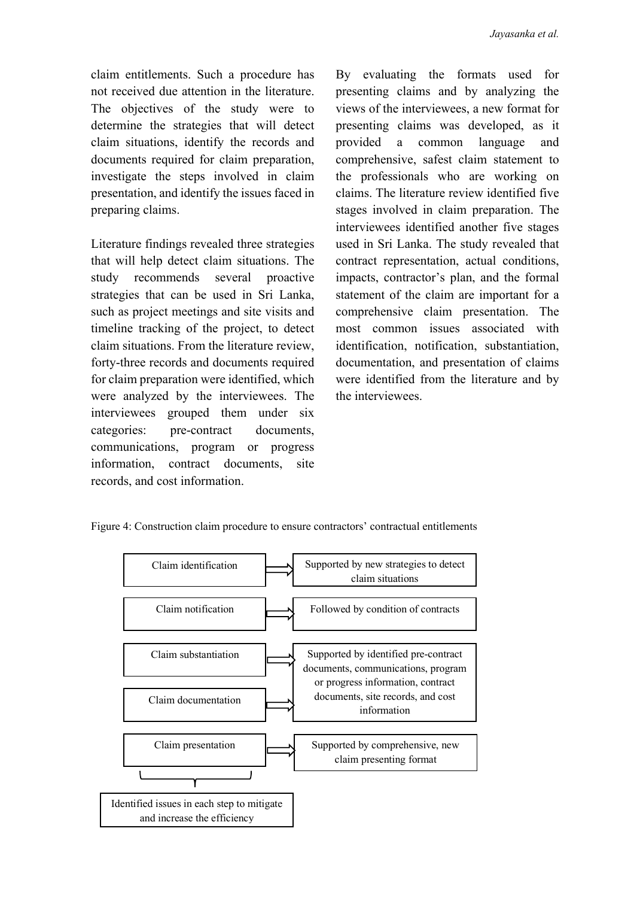claim entitlements. Such a procedure has not received due attention in the literature. The objectives of the study were to determine the strategies that will detect claim situations, identify the records and documents required for claim preparation, investigate the steps involved in claim presentation, and identify the issues faced in preparing claims.

Literature findings revealed three strategies that will help detect claim situations. The study recommends several proactive strategies that can be used in Sri Lanka, such as project meetings and site visits and timeline tracking of the project, to detect claim situations. From the literature review, forty-three records and documents required for claim preparation were identified, which were analyzed by the interviewees. The interviewees grouped them under six categories: pre-contract documents, communications, program or progress information, contract documents, site records, and cost information.

By evaluating the formats used for presenting claims and by analyzing the views of the interviewees, a new format for presenting claims was developed, as it provided a common language and comprehensive, safest claim statement to the professionals who are working on claims. The literature review identified five stages involved in claim preparation. The interviewees identified another five stages used in Sri Lanka. The study revealed that contract representation, actual conditions, impacts, contractor's plan, and the formal statement of the claim are important for a comprehensive claim presentation. The most common issues associated with identification, notification, substantiation, documentation, and presentation of claims were identified from the literature and by the interviewees.

Figure 4: Construction claim procedure to ensure contractors' contractual entitlements

| Step | | Support |
|---|---|---|
| Claim identification | ⇒ | Supported by new strategies to detect claim situations |
| Claim notification | ⇒ | Followed by condition of contracts |
| Claim substantiation | ⇒ | Supported by identified pre-contract documents, communications, program or progress information, contract documents, site records, and cost information |
| Claim documentation | ⇒ | |
| Claim presentation | ⇒ | Supported by comprehensive, new claim presenting format |

Identified issues in each step to mitigate and increase the efficiency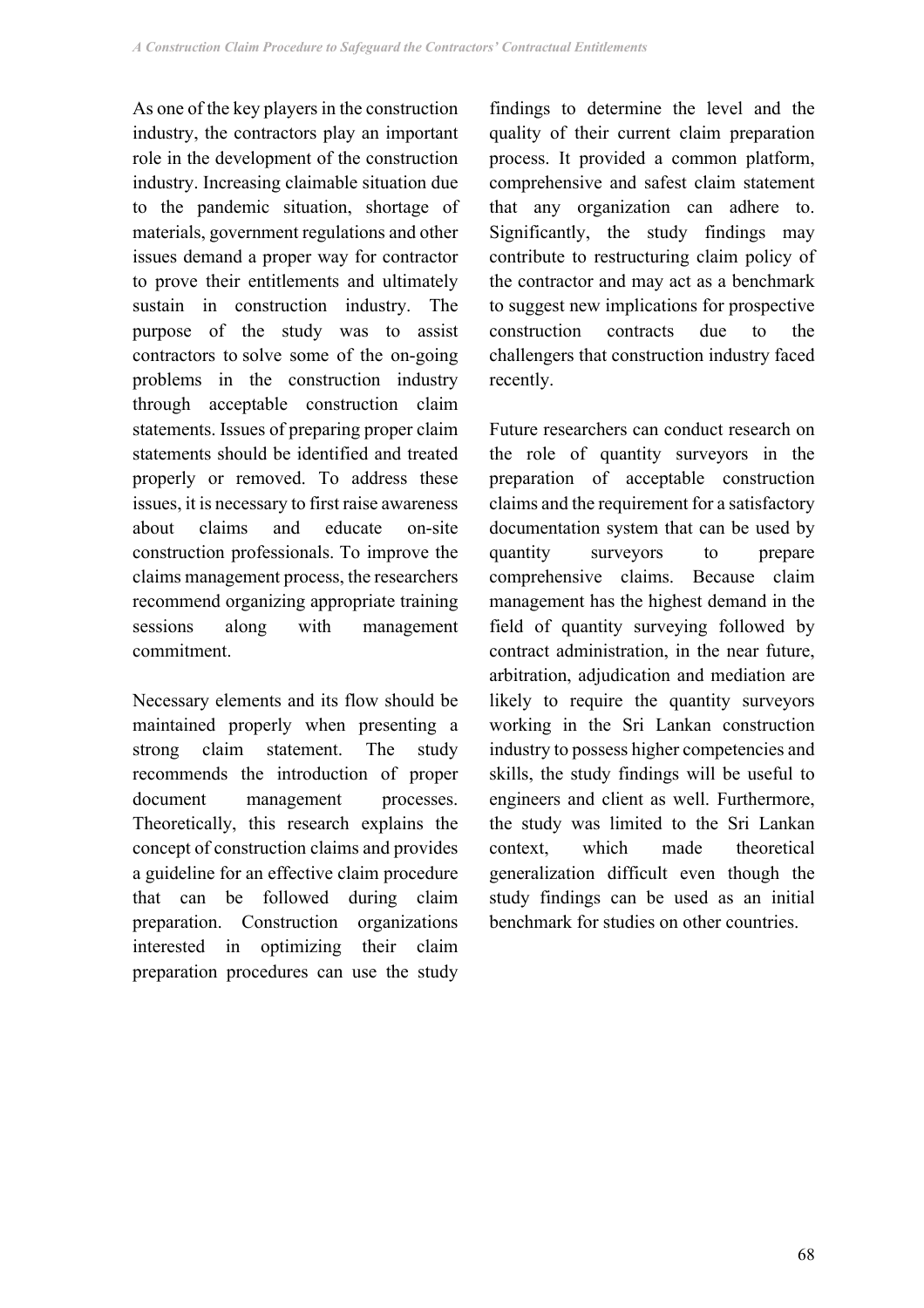As one of the key players in the construction industry, the contractors play an important role in the development of the construction industry. Increasing claimable situation due to the pandemic situation, shortage of materials, government regulations and other issues demand a proper way for contractor to prove their entitlements and ultimately sustain in construction industry. The purpose of the study was to assist contractors to solve some of the on-going problems in the construction industry through acceptable construction claim statements. Issues of preparing proper claim statements should be identified and treated properly or removed. To address these issues, it is necessary to first raise awareness about claims and educate on-site construction professionals. To improve the claims management process, the researchers recommend organizing appropriate training sessions along with management commitment.

Necessary elements and its flow should be maintained properly when presenting a strong claim statement. The study recommends the introduction of proper document management processes. Theoretically, this research explains the concept of construction claims and provides a guideline for an effective claim procedure that can be followed during claim preparation. Construction organizations interested in optimizing their claim preparation procedures can use the study findings to determine the level and the quality of their current claim preparation process. It provided a common platform, comprehensive and safest claim statement that any organization can adhere to. Significantly, the study findings may contribute to restructuring claim policy of the contractor and may act as a benchmark to suggest new implications for prospective construction contracts due to the challengers that construction industry faced recently.

Future researchers can conduct research on the role of quantity surveyors in the preparation of acceptable construction claims and the requirement for a satisfactory documentation system that can be used by quantity surveyors to prepare comprehensive claims. Because claim management has the highest demand in the field of quantity surveying followed by contract administration, in the near future, arbitration, adjudication and mediation are likely to require the quantity surveyors working in the Sri Lankan construction industry to possess higher competencies and skills, the study findings will be useful to engineers and client as well. Furthermore, the study was limited to the Sri Lankan context, which made theoretical generalization difficult even though the study findings can be used as an initial benchmark for studies on other countries.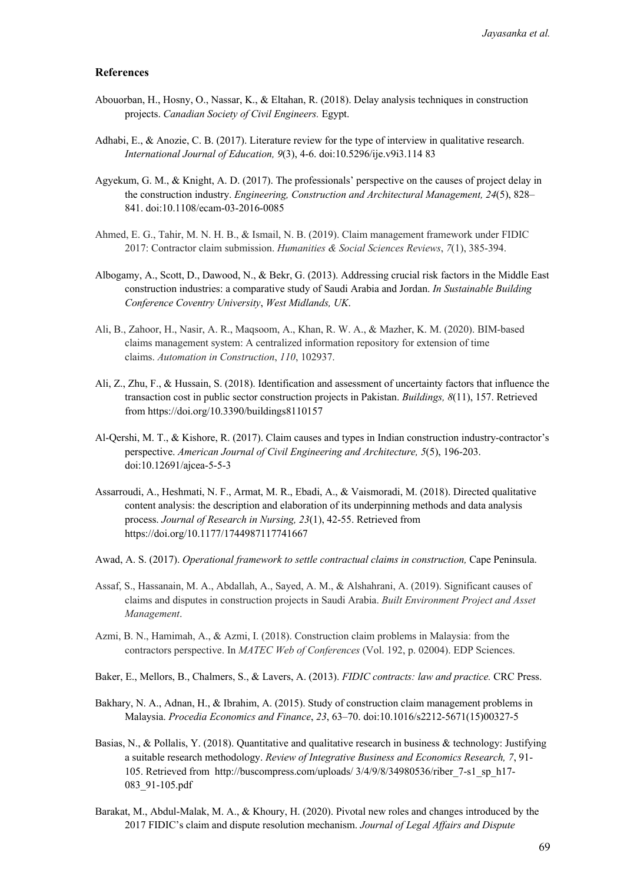## References

Abouorban, H., Hosny, O., Nassar, K., & Eltahan, R. (2018). Delay analysis techniques in construction projects. *Canadian Society of Civil Engineers.* Egypt.

Adhabi, E., & Anozie, C. B. (2017). Literature review for the type of interview in qualitative research. *International Journal of Education, 9*(3), 4-6. doi:10.5296/ije.v9i3.114 83

Agyekum, G. M., & Knight, A. D. (2017). The professionals' perspective on the causes of project delay in the construction industry. *Engineering, Construction and Architectural Management, 24*(5), 828–841. doi:10.1108/ecam-03-2016-0085

Ahmed, E. G., Tahir, M. N. H. B., & Ismail, N. B. (2019). Claim management framework under FIDIC 2017: Contractor claim submission. *Humanities & Social Sciences Reviews*, *7*(1), 385-394.

Albogamy, A., Scott, D., Dawood, N., & Bekr, G. (2013). Addressing crucial risk factors in the Middle East construction industries: a comparative study of Saudi Arabia and Jordan. *In Sustainable Building Conference Coventry University*, *West Midlands, UK*.

Ali, B., Zahoor, H., Nasir, A. R., Maqsoom, A., Khan, R. W. A., & Mazher, K. M. (2020). BIM-based claims management system: A centralized information repository for extension of time claims. *Automation in Construction*, *110*, 102937.

Ali, Z., Zhu, F., & Hussain, S. (2018). Identification and assessment of uncertainty factors that influence the transaction cost in public sector construction projects in Pakistan. *Buildings, 8*(11), 157. Retrieved from https://doi.org/10.3390/buildings8110157

Al-Qershi, M. T., & Kishore, R. (2017). Claim causes and types in Indian construction industry-contractor's perspective. *American Journal of Civil Engineering and Architecture, 5*(5), 196-203. doi:10.12691/ajcea-5-5-3

Assarroudi, A., Heshmati, N. F., Armat, M. R., Ebadi, A., & Vaismoradi, M. (2018). Directed qualitative content analysis: the description and elaboration of its underpinning methods and data analysis process. *Journal of Research in Nursing, 23*(1), 42-55. Retrieved from https://doi.org/10.1177/1744987117741667

Awad, A. S. (2017). *Operational framework to settle contractual claims in construction,* Cape Peninsula.

Assaf, S., Hassanain, M. A., Abdallah, A., Sayed, A. M., & Alshahrani, A. (2019). Significant causes of claims and disputes in construction projects in Saudi Arabia. *Built Environment Project and Asset Management*.

Azmi, B. N., Hamimah, A., & Azmi, I. (2018). Construction claim problems in Malaysia: from the contractors perspective. In *MATEC Web of Conferences* (Vol. 192, p. 02004). EDP Sciences.

Baker, E., Mellors, B., Chalmers, S., & Lavers, A. (2013). *FIDIC contracts: law and practice.* CRC Press.

Bakhary, N. A., Adnan, H., & Ibrahim, A. (2015). Study of construction claim management problems in Malaysia. *Procedia Economics and Finance*, *23*, 63–70. doi:10.1016/s2212-5671(15)00327-5

Basias, N., & Pollalis, Y. (2018). Quantitative and qualitative research in business & technology: Justifying a suitable research methodology. *Review of Integrative Business and Economics Research, 7*, 91-105. Retrieved from http://buscompress.com/uploads/ 3/4/9/8/34980536/riber_7-s1_sp_h17-083_91-105.pdf

Barakat, M., Abdul-Malak, M. A., & Khoury, H. (2020). Pivotal new roles and changes introduced by the 2017 FIDIC's claim and dispute resolution mechanism. *Journal of Legal Affairs and Dispute*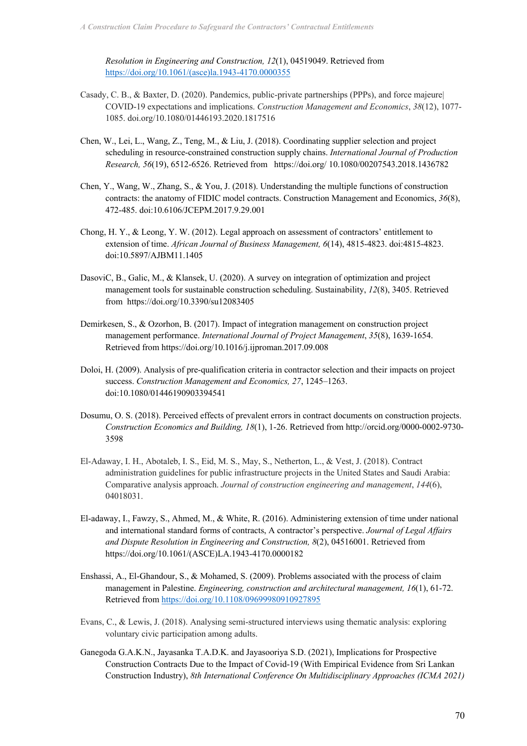*Resolution in Engineering and Construction, 12*(1), 04519049. Retrieved from https://doi.org/10.1061/(asce)la.1943-4170.0000355

Casady, C. B., & Baxter, D. (2020). Pandemics, public-private partnerships (PPPs), and force majeure| COVID-19 expectations and implications. *Construction Management and Economics*, *38*(12), 1077-1085. doi.org/10.1080/01446193.2020.1817516

Chen, W., Lei, L., Wang, Z., Teng, M., & Liu, J. (2018). Coordinating supplier selection and project scheduling in resource-constrained construction supply chains. *International Journal of Production Research, 56*(19), 6512-6526. Retrieved from https://doi.org/ 10.1080/00207543.2018.1436782

Chen, Y., Wang, W., Zhang, S., & You, J. (2018). Understanding the multiple functions of construction contracts: the anatomy of FIDIC model contracts. Construction Management and Economics, *36*(8), 472-485. doi:10.6106/JCEPM.2017.9.29.001

Chong, H. Y., & Leong, Y. W. (2012). Legal approach on assessment of contractors' entitlement to extension of time. *African Journal of Business Management, 6*(14), 4815-4823. doi:4815-4823. doi:10.5897/AJBM11.1405

DasoviC, B., Galic, M., & Klansek, U. (2020). A survey on integration of optimization and project management tools for sustainable construction scheduling. Sustainability, *12*(8), 3405. Retrieved from https://doi.org/10.3390/su12083405

Demirkesen, S., & Ozorhon, B. (2017). Impact of integration management on construction project management performance. *International Journal of Project Management*, *35*(8), 1639-1654. Retrieved from https://doi.org/10.1016/j.ijproman.2017.09.008

Doloi, H. (2009). Analysis of pre-qualification criteria in contractor selection and their impacts on project success. *Construction Management and Economics, 27*, 1245–1263. doi:10.1080/01446190903394541

Dosumu, O. S. (2018). Perceived effects of prevalent errors in contract documents on construction projects. *Construction Economics and Building, 18*(1), 1-26. Retrieved from http://orcid.org/0000-0002-9730-3598

El-Adaway, I. H., Abotaleb, I. S., Eid, M. S., May, S., Netherton, L., & Vest, J. (2018). Contract administration guidelines for public infrastructure projects in the United States and Saudi Arabia: Comparative analysis approach. *Journal of construction engineering and management*, *144*(6), 04018031.

El-adaway, I., Fawzy, S., Ahmed, M., & White, R. (2016). Administering extension of time under national and international standard forms of contracts, A contractor's perspective. *Journal of Legal Affairs and Dispute Resolution in Engineering and Construction, 8*(2), 04516001. Retrieved from https://doi.org/10.1061/(ASCE)LA.1943-4170.0000182

Enshassi, A., El-Ghandour, S., & Mohamed, S. (2009). Problems associated with the process of claim management in Palestine. *Engineering, construction and architectural management, 16*(1), 61-72. Retrieved from https://doi.org/10.1108/09699980910927895

Evans, C., & Lewis, J. (2018). Analysing semi-structured interviews using thematic analysis: exploring voluntary civic participation among adults.

Ganegoda G.A.K.N., Jayasanka T.A.D.K. and Jayasooriya S.D. (2021), Implications for Prospective Construction Contracts Due to the Impact of Covid-19 (With Empirical Evidence from Sri Lankan Construction Industry), *8th International Conference On Multidisciplinary Approaches (ICMA 2021)*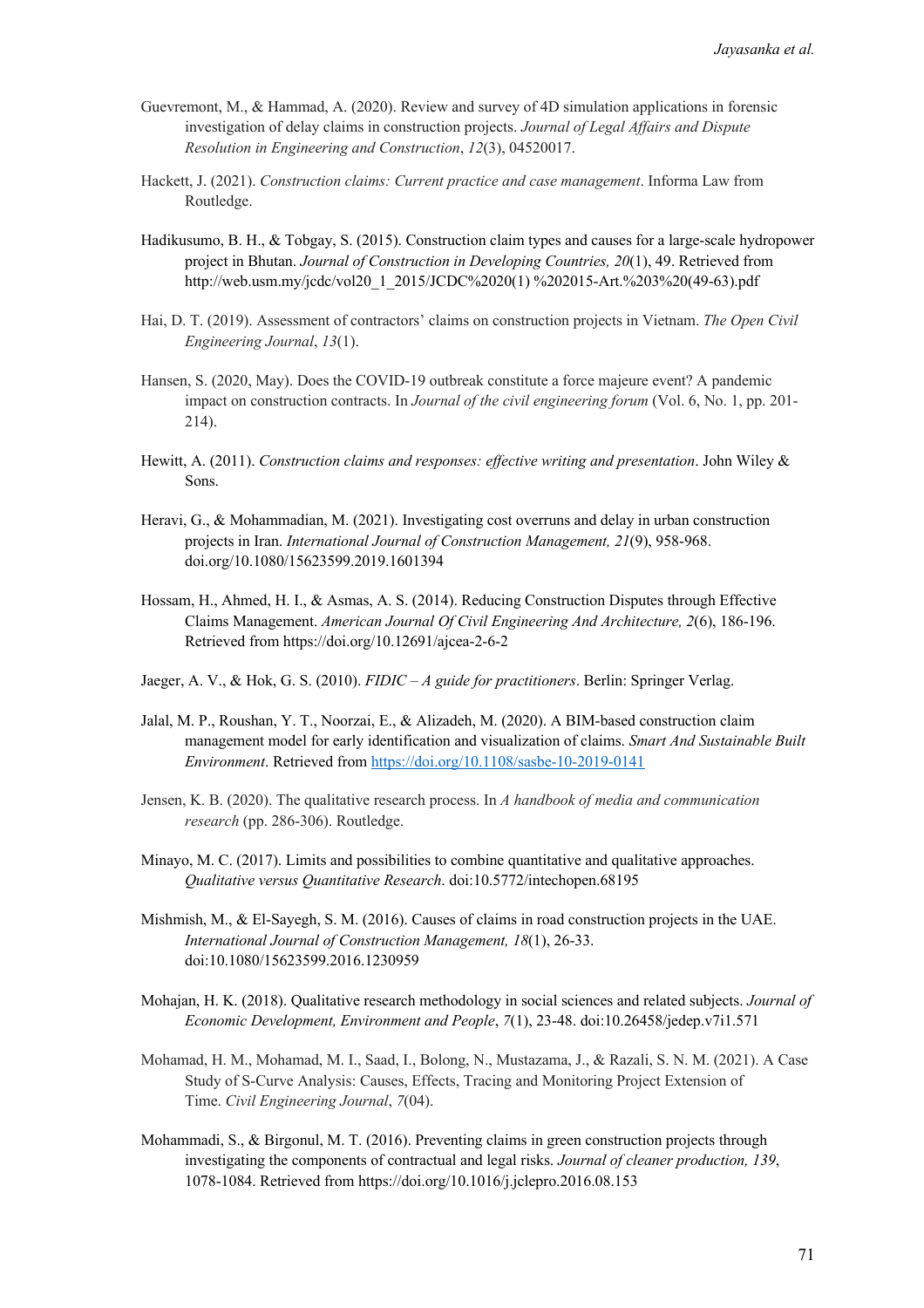Guevremont, M., & Hammad, A. (2020). Review and survey of 4D simulation applications in forensic investigation of delay claims in construction projects. *Journal of Legal Affairs and Dispute Resolution in Engineering and Construction*, *12*(3), 04520017.

Hackett, J. (2021). *Construction claims: Current practice and case management*. Informa Law from Routledge.

Hadikusumo, B. H., & Tobgay, S. (2015). Construction claim types and causes for a large-scale hydropower project in Bhutan. *Journal of Construction in Developing Countries, 20*(1), 49. Retrieved from http://web.usm.my/jcdc/vol20_1_2015/JCDC%2020(1) %202015-Art.%203%20(49-63).pdf

Hai, D. T. (2019). Assessment of contractors' claims on construction projects in Vietnam. *The Open Civil Engineering Journal*, *13*(1).

Hansen, S. (2020, May). Does the COVID-19 outbreak constitute a force majeure event? A pandemic impact on construction contracts. In *Journal of the civil engineering forum* (Vol. 6, No. 1, pp. 201-214).

Hewitt, A. (2011). *Construction claims and responses: effective writing and presentation*. John Wiley & Sons.

Heravi, G., & Mohammadian, M. (2021). Investigating cost overruns and delay in urban construction projects in Iran. *International Journal of Construction Management, 21*(9), 958-968. doi.org/10.1080/15623599.2019.1601394

Hossam, H., Ahmed, H. I., & Asmas, A. S. (2014). Reducing Construction Disputes through Effective Claims Management. *American Journal Of Civil Engineering And Architecture, 2*(6), 186-196. Retrieved from https://doi.org/10.12691/ajcea-2-6-2

Jaeger, A. V., & Hok, G. S. (2010). *FIDIC – A guide for practitioners*. Berlin: Springer Verlag.

Jalal, M. P., Roushan, Y. T., Noorzai, E., & Alizadeh, M. (2020). A BIM-based construction claim management model for early identification and visualization of claims. *Smart And Sustainable Built Environment*. Retrieved from https://doi.org/10.1108/sasbe-10-2019-0141

Jensen, K. B. (2020). The qualitative research process. In *A handbook of media and communication research* (pp. 286-306). Routledge.

Minayo, M. C. (2017). Limits and possibilities to combine quantitative and qualitative approaches. *Qualitative versus Quantitative Research*. doi:10.5772/intechopen.68195

Mishmish, M., & El-Sayegh, S. M. (2016). Causes of claims in road construction projects in the UAE. *International Journal of Construction Management, 18*(1), 26-33. doi:10.1080/15623599.2016.1230959

Mohajan, H. K. (2018). Qualitative research methodology in social sciences and related subjects. *Journal of Economic Development, Environment and People*, *7*(1), 23-48. doi:10.26458/jedep.v7i1.571

Mohamad, H. M., Mohamad, M. I., Saad, I., Bolong, N., Mustazama, J., & Razali, S. N. M. (2021). A Case Study of S-Curve Analysis: Causes, Effects, Tracing and Monitoring Project Extension of Time. *Civil Engineering Journal*, *7*(04).

Mohammadi, S., & Birgonul, M. T. (2016). Preventing claims in green construction projects through investigating the components of contractual and legal risks. *Journal of cleaner production, 139*, 1078-1084. Retrieved from https://doi.org/10.1016/j.jclepro.2016.08.153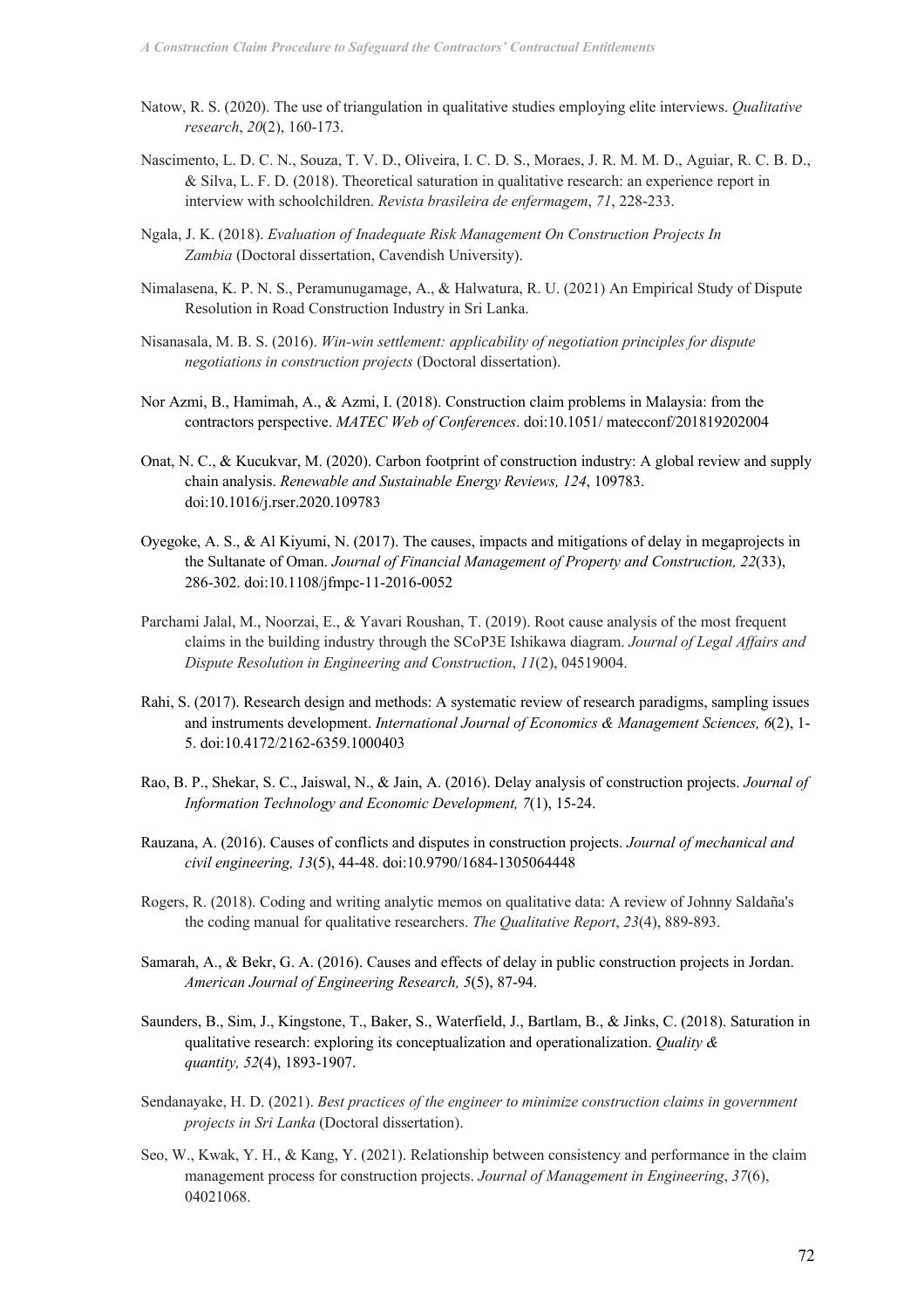Natow, R. S. (2020). The use of triangulation in qualitative studies employing elite interviews. *Qualitative research*, *20*(2), 160-173.

Nascimento, L. D. C. N., Souza, T. V. D., Oliveira, I. C. D. S., Moraes, J. R. M. M. D., Aguiar, R. C. B. D., & Silva, L. F. D. (2018). Theoretical saturation in qualitative research: an experience report in interview with schoolchildren. *Revista brasileira de enfermagem*, *71*, 228-233.

Ngala, J. K. (2018). *Evaluation of Inadequate Risk Management On Construction Projects In Zambia* (Doctoral dissertation, Cavendish University).

Nimalasena, K. P. N. S., Peramunugamage, A., & Halwatura, R. U. (2021) An Empirical Study of Dispute Resolution in Road Construction Industry in Sri Lanka.

Nisanasala, M. B. S. (2016). *Win-win settlement: applicability of negotiation principles for dispute negotiations in construction projects* (Doctoral dissertation).

Nor Azmi, B., Hamimah, A., & Azmi, I. (2018). Construction claim problems in Malaysia: from the contractors perspective. *MATEC Web of Conferences*. doi:10.1051/ matecconf/201819202004

Onat, N. C., & Kucukvar, M. (2020). Carbon footprint of construction industry: A global review and supply chain analysis. *Renewable and Sustainable Energy Reviews, 124*, 109783. doi:10.1016/j.rser.2020.109783

Oyegoke, A. S., & Al Kiyumi, N. (2017). The causes, impacts and mitigations of delay in megaprojects in the Sultanate of Oman. *Journal of Financial Management of Property and Construction, 22*(33), 286-302. doi:10.1108/jfmpc-11-2016-0052

Parchami Jalal, M., Noorzai, E., & Yavari Roushan, T. (2019). Root cause analysis of the most frequent claims in the building industry through the SCoP3E Ishikawa diagram. *Journal of Legal Affairs and Dispute Resolution in Engineering and Construction*, *11*(2), 04519004.

Rahi, S. (2017). Research design and methods: A systematic review of research paradigms, sampling issues and instruments development. *International Journal of Economics & Management Sciences, 6*(2), 1-5. doi:10.4172/2162-6359.1000403

Rao, B. P., Shekar, S. C., Jaiswal, N., & Jain, A. (2016). Delay analysis of construction projects. *Journal of Information Technology and Economic Development, 7*(1), 15-24.

Rauzana, A. (2016). Causes of conflicts and disputes in construction projects. *Journal of mechanical and civil engineering, 13*(5), 44-48. doi:10.9790/1684-1305064448

Rogers, R. (2018). Coding and writing analytic memos on qualitative data: A review of Johnny Saldaña's the coding manual for qualitative researchers. *The Qualitative Report*, *23*(4), 889-893.

Samarah, A., & Bekr, G. A. (2016). Causes and effects of delay in public construction projects in Jordan. *American Journal of Engineering Research, 5*(5), 87-94.

Saunders, B., Sim, J., Kingstone, T., Baker, S., Waterfield, J., Bartlam, B., & Jinks, C. (2018). Saturation in qualitative research: exploring its conceptualization and operationalization. *Quality & quantity, 52*(4), 1893-1907.

Sendanayake, H. D. (2021). *Best practices of the engineer to minimize construction claims in government projects in Sri Lanka* (Doctoral dissertation).

Seo, W., Kwak, Y. H., & Kang, Y. (2021). Relationship between consistency and performance in the claim management process for construction projects. *Journal of Management in Engineering*, *37*(6), 04021068.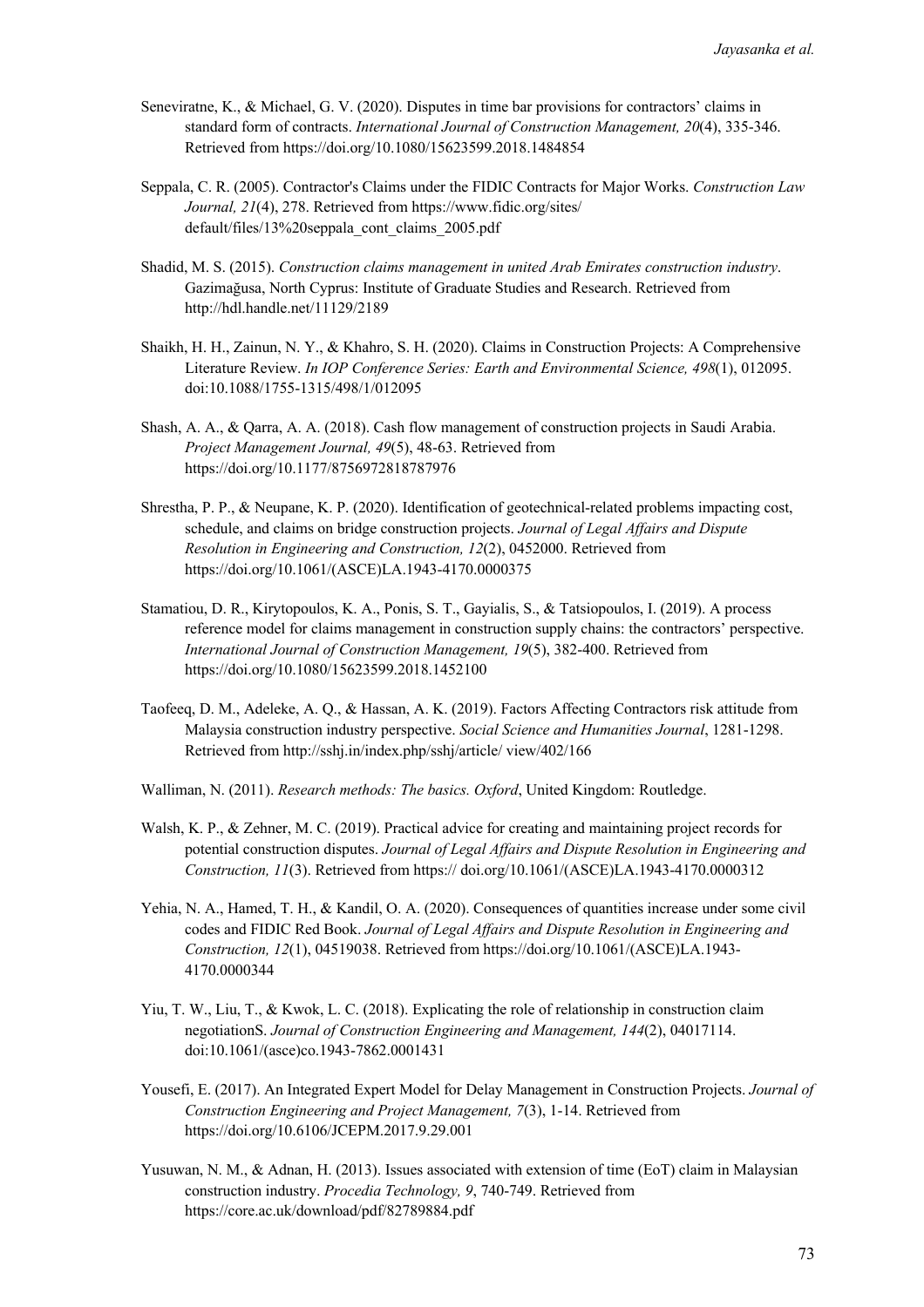Seneviratne, K., & Michael, G. V. (2020). Disputes in time bar provisions for contractors' claims in standard form of contracts. *International Journal of Construction Management, 20*(4), 335-346. Retrieved from https://doi.org/10.1080/15623599.2018.1484854

Seppala, C. R. (2005). Contractor's Claims under the FIDIC Contracts for Major Works. *Construction Law Journal, 21*(4), 278. Retrieved from https://www.fidic.org/sites/ default/files/13%20seppala_cont_claims_2005.pdf

Shadid, M. S. (2015). *Construction claims management in united Arab Emirates construction industry*. Gazimağusa, North Cyprus: Institute of Graduate Studies and Research. Retrieved from http://hdl.handle.net/11129/2189

Shaikh, H. H., Zainun, N. Y., & Khahro, S. H. (2020). Claims in Construction Projects: A Comprehensive Literature Review. *In IOP Conference Series: Earth and Environmental Science, 498*(1), 012095. doi:10.1088/1755-1315/498/1/012095

Shash, A. A., & Qarra, A. A. (2018). Cash flow management of construction projects in Saudi Arabia. *Project Management Journal, 49*(5), 48-63. Retrieved from https://doi.org/10.1177/8756972818787976

Shrestha, P. P., & Neupane, K. P. (2020). Identification of geotechnical-related problems impacting cost, schedule, and claims on bridge construction projects. *Journal of Legal Affairs and Dispute Resolution in Engineering and Construction, 12*(2), 0452000. Retrieved from https://doi.org/10.1061/(ASCE)LA.1943-4170.0000375

Stamatiou, D. R., Kirytopoulos, K. A., Ponis, S. T., Gayialis, S., & Tatsiopoulos, I. (2019). A process reference model for claims management in construction supply chains: the contractors' perspective. *International Journal of Construction Management, 19*(5), 382-400. Retrieved from https://doi.org/10.1080/15623599.2018.1452100

Taofeeq, D. M., Adeleke, A. Q., & Hassan, A. K. (2019). Factors Affecting Contractors risk attitude from Malaysia construction industry perspective. *Social Science and Humanities Journal*, 1281-1298. Retrieved from http://sshj.in/index.php/sshj/article/ view/402/166

Walliman, N. (2011). *Research methods: The basics. Oxford*, United Kingdom: Routledge.

Walsh, K. P., & Zehner, M. C. (2019). Practical advice for creating and maintaining project records for potential construction disputes. *Journal of Legal Affairs and Dispute Resolution in Engineering and Construction, 11*(3). Retrieved from https:// doi.org/10.1061/(ASCE)LA.1943-4170.0000312

Yehia, N. A., Hamed, T. H., & Kandil, O. A. (2020). Consequences of quantities increase under some civil codes and FIDIC Red Book. *Journal of Legal Affairs and Dispute Resolution in Engineering and Construction, 12*(1), 04519038. Retrieved from https://doi.org/10.1061/(ASCE)LA.1943-4170.0000344

Yiu, T. W., Liu, T., & Kwok, L. C. (2018). Explicating the role of relationship in construction claim negotiationS. *Journal of Construction Engineering and Management, 144*(2), 04017114. doi:10.1061/(asce)co.1943-7862.0001431

Yousefi, E. (2017). An Integrated Expert Model for Delay Management in Construction Projects. *Journal of Construction Engineering and Project Management, 7*(3), 1-14. Retrieved from https://doi.org/10.6106/JCEPM.2017.9.29.001

Yusuwan, N. M., & Adnan, H. (2013). Issues associated with extension of time (EoT) claim in Malaysian construction industry. *Procedia Technology, 9*, 740-749. Retrieved from https://core.ac.uk/download/pdf/82789884.pdf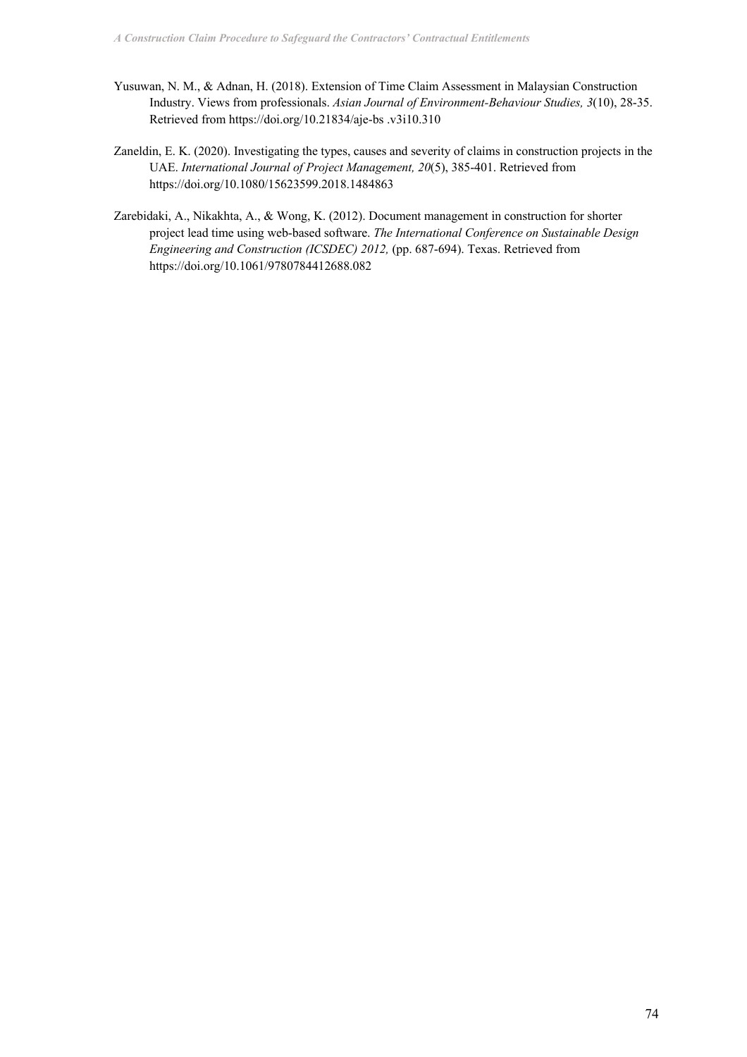Yusuwan, N. M., & Adnan, H. (2018). Extension of Time Claim Assessment in Malaysian Construction Industry. Views from professionals. *Asian Journal of Environment-Behaviour Studies, 3*(10), 28-35. Retrieved from https://doi.org/10.21834/aje-bs .v3i10.310

Zaneldin, E. K. (2020). Investigating the types, causes and severity of claims in construction projects in the UAE. *International Journal of Project Management, 20*(5), 385-401. Retrieved from https://doi.org/10.1080/15623599.2018.1484863

Zarebidaki, A., Nikakhta, A., & Wong, K. (2012). Document management in construction for shorter project lead time using web-based software. *The International Conference on Sustainable Design Engineering and Construction (ICSDEC) 2012,* (pp. 687-694). Texas. Retrieved from https://doi.org/10.1061/9780784412688.082